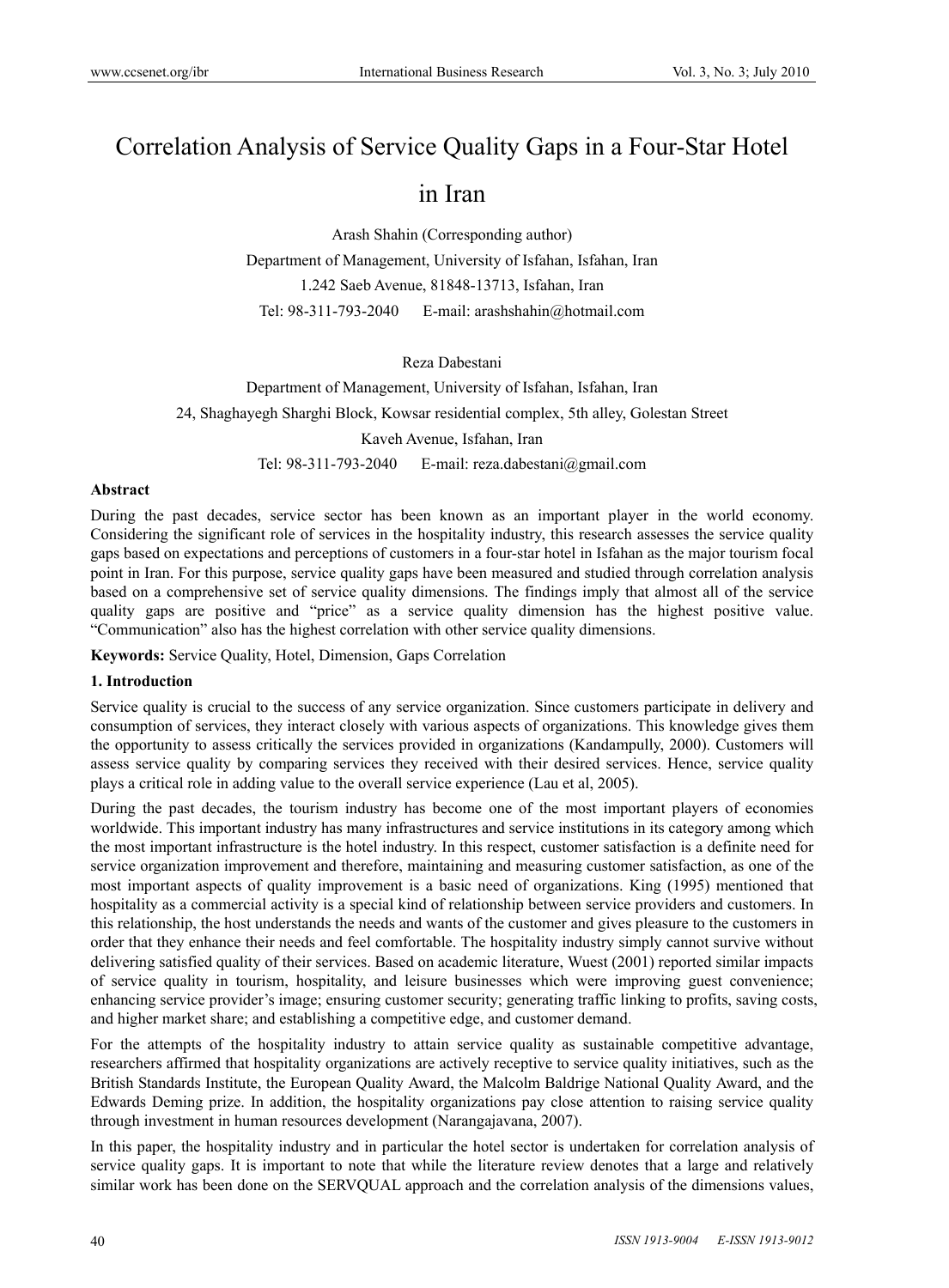# Correlation Analysis of Service Quality Gaps in a Four-Star Hotel in Iran

Arash Shahin (Corresponding author)

Department of Management, University of Isfahan, Isfahan, Iran

1.242 Saeb Avenue, 81848-13713, Isfahan, Iran

Tel: 98-311-793-2040 E-mail: arashshahin@hotmail.com

Reza Dabestani

Department of Management, University of Isfahan, Isfahan, Iran

24, Shaghayegh Sharghi Block, Kowsar residential complex, 5th alley, Golestan Street

Kaveh Avenue, Isfahan, Iran

Tel: 98-311-793-2040 E-mail: reza.dabestani@gmail.com

**Abstract**

During the past decades, service sector has been known as an important player in the world economy. Considering the significant role of services in the hospitality industry, this research assesses the service quality gaps based on expectations and perceptions of customers in a four-star hotel in Isfahan as the major tourism focal point in Iran. For this purpose, service quality gaps have been measured and studied through correlation analysis based on a comprehensive set of service quality dimensions. The findings imply that almost all of the service quality gaps are positive and "price" as a service quality dimension has the highest positive value. "Communication" also has the highest correlation with other service quality dimensions.

**Keywords:** Service Quality, Hotel, Dimension, Gaps Correlation

## 1. Introduction

Service quality is crucial to the success of any service organization. Since customers participate in delivery and consumption of services, they interact closely with various aspects of organizations. This knowledge gives them the opportunity to assess critically the services provided in organizations (Kandampully, 2000). Customers will assess service quality by comparing services they received with their desired services. Hence, service quality plays a critical role in adding value to the overall service experience (Lau et al, 2005).

During the past decades, the tourism industry has become one of the most important players of economies worldwide. This important industry has many infrastructures and service institutions in its category among which the most important infrastructure is the hotel industry. In this respect, customer satisfaction is a definite need for service organization improvement and therefore, maintaining and measuring customer satisfaction, as one of the most important aspects of quality improvement is a basic need of organizations. King (1995) mentioned that hospitality as a commercial activity is a special kind of relationship between service providers and customers. In this relationship, the host understands the needs and wants of the customer and gives pleasure to the customers in order that they enhance their needs and feel comfortable. The hospitality industry simply cannot survive without delivering satisfied quality of their services. Based on academic literature, Wuest (2001) reported similar impacts of service quality in tourism, hospitality, and leisure businesses which were improving guest convenience; enhancing service provider's image; ensuring customer security; generating traffic linking to profits, saving costs, and higher market share; and establishing a competitive edge, and customer demand.

For the attempts of the hospitality industry to attain service quality as sustainable competitive advantage, researchers affirmed that hospitality organizations are actively receptive to service quality initiatives, such as the British Standards Institute, the European Quality Award, the Malcolm Baldrige National Quality Award, and the Edwards Deming prize. In addition, the hospitality organizations pay close attention to raising service quality through investment in human resources development (Narangajavana, 2007).

In this paper, the hospitality industry and in particular the hotel sector is undertaken for correlation analysis of service quality gaps. It is important to note that while the literature review denotes that a large and relatively similar work has been done on the SERVQUAL approach and the correlation analysis of the dimensions values,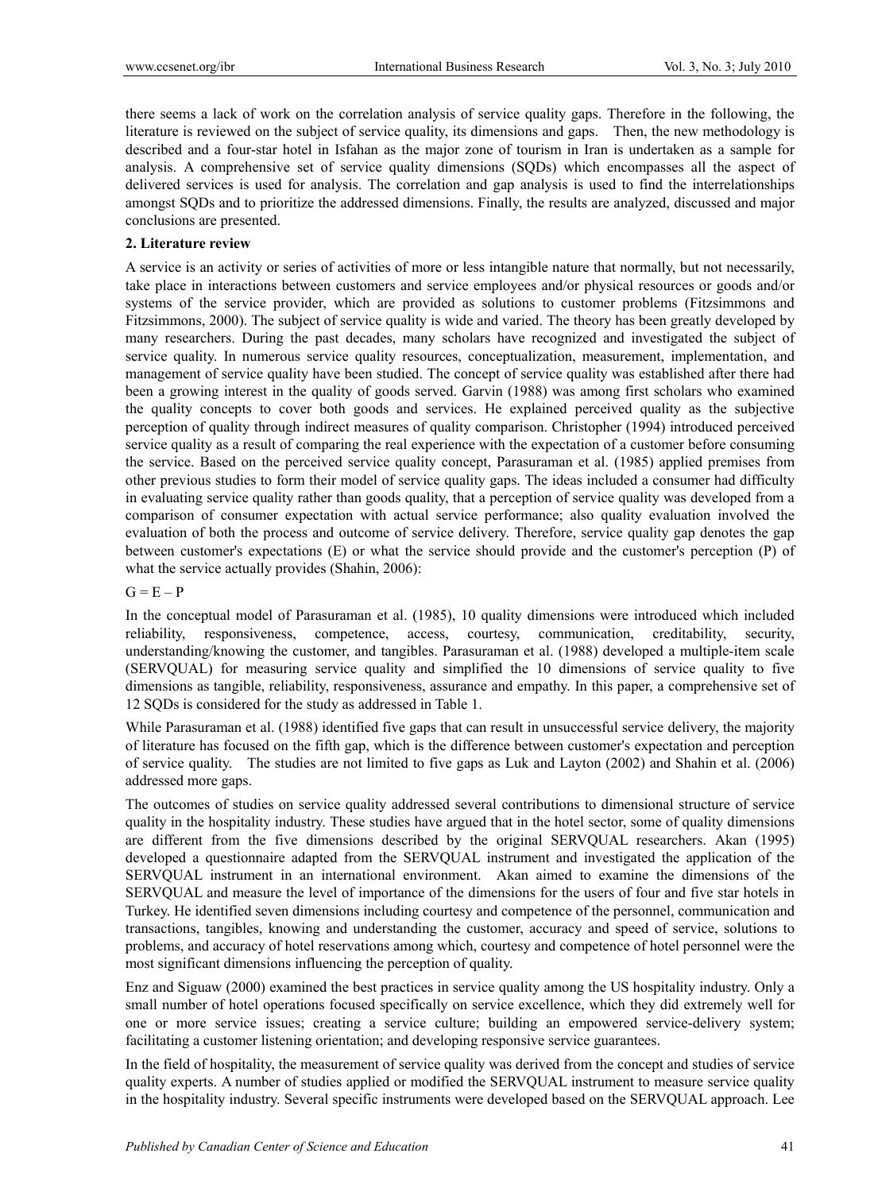there seems a lack of work on the correlation analysis of service quality gaps. Therefore in the following, the literature is reviewed on the subject of service quality, its dimensions and gaps. Then, the new methodology is described and a four-star hotel in Isfahan as the major zone of tourism in Iran is undertaken as a sample for analysis. A comprehensive set of service quality dimensions (SQDs) which encompasses all the aspect of delivered services is used for analysis. The correlation and gap analysis is used to find the interrelationships amongst SQDs and to prioritize the addressed dimensions. Finally, the results are analyzed, discussed and major conclusions are presented.

## 2. Literature review

A service is an activity or series of activities of more or less intangible nature that normally, but not necessarily, take place in interactions between customers and service employees and/or physical resources or goods and/or systems of the service provider, which are provided as solutions to customer problems (Fitzsimmons and Fitzsimmons, 2000). The subject of service quality is wide and varied. The theory has been greatly developed by many researchers. During the past decades, many scholars have recognized and investigated the subject of service quality. In numerous service quality resources, conceptualization, measurement, implementation, and management of service quality have been studied. The concept of service quality was established after there had been a growing interest in the quality of goods served. Garvin (1988) was among first scholars who examined the quality concepts to cover both goods and services. He explained perceived quality as the subjective perception of quality through indirect measures of quality comparison. Christopher (1994) introduced perceived service quality as a result of comparing the real experience with the expectation of a customer before consuming the service. Based on the perceived service quality concept, Parasuraman et al. (1985) applied premises from other previous studies to form their model of service quality gaps. The ideas included a consumer had difficulty in evaluating service quality rather than goods quality, that a perception of service quality was developed from a comparison of consumer expectation with actual service performance; also quality evaluation involved the evaluation of both the process and outcome of service delivery. Therefore, service quality gap denotes the gap between customer's expectations (E) or what the service should provide and the customer's perception (P) of what the service actually provides (Shahin, 2006):

$$G = E - P$$

In the conceptual model of Parasuraman et al. (1985), 10 quality dimensions were introduced which included reliability, responsiveness, competence, access, courtesy, communication, creditability, security, understanding/knowing the customer, and tangibles. Parasuraman et al. (1988) developed a multiple-item scale (SERVQUAL) for measuring service quality and simplified the 10 dimensions of service quality to five dimensions as tangible, reliability, responsiveness, assurance and empathy. In this paper, a comprehensive set of 12 SQDs is considered for the study as addressed in Table 1.

While Parasuraman et al. (1988) identified five gaps that can result in unsuccessful service delivery, the majority of literature has focused on the fifth gap, which is the difference between customer's expectation and perception of service quality. The studies are not limited to five gaps as Luk and Layton (2002) and Shahin et al. (2006) addressed more gaps.

The outcomes of studies on service quality addressed several contributions to dimensional structure of service quality in the hospitality industry. These studies have argued that in the hotel sector, some of quality dimensions are different from the five dimensions described by the original SERVQUAL researchers. Akan (1995) developed a questionnaire adapted from the SERVQUAL instrument and investigated the application of the SERVQUAL instrument in an international environment. Akan aimed to examine the dimensions of the SERVQUAL and measure the level of importance of the dimensions for the users of four and five star hotels in Turkey. He identified seven dimensions including courtesy and competence of the personnel, communication and transactions, tangibles, knowing and understanding the customer, accuracy and speed of service, solutions to problems, and accuracy of hotel reservations among which, courtesy and competence of hotel personnel were the most significant dimensions influencing the perception of quality.

Enz and Siguaw (2000) examined the best practices in service quality among the US hospitality industry. Only a small number of hotel operations focused specifically on service excellence, which they did extremely well for one or more service issues; creating a service culture; building an empowered service-delivery system; facilitating a customer listening orientation; and developing responsive service guarantees.

In the field of hospitality, the measurement of service quality was derived from the concept and studies of service quality experts. A number of studies applied or modified the SERVQUAL instrument to measure service quality in the hospitality industry. Several specific instruments were developed based on the SERVQUAL approach. Lee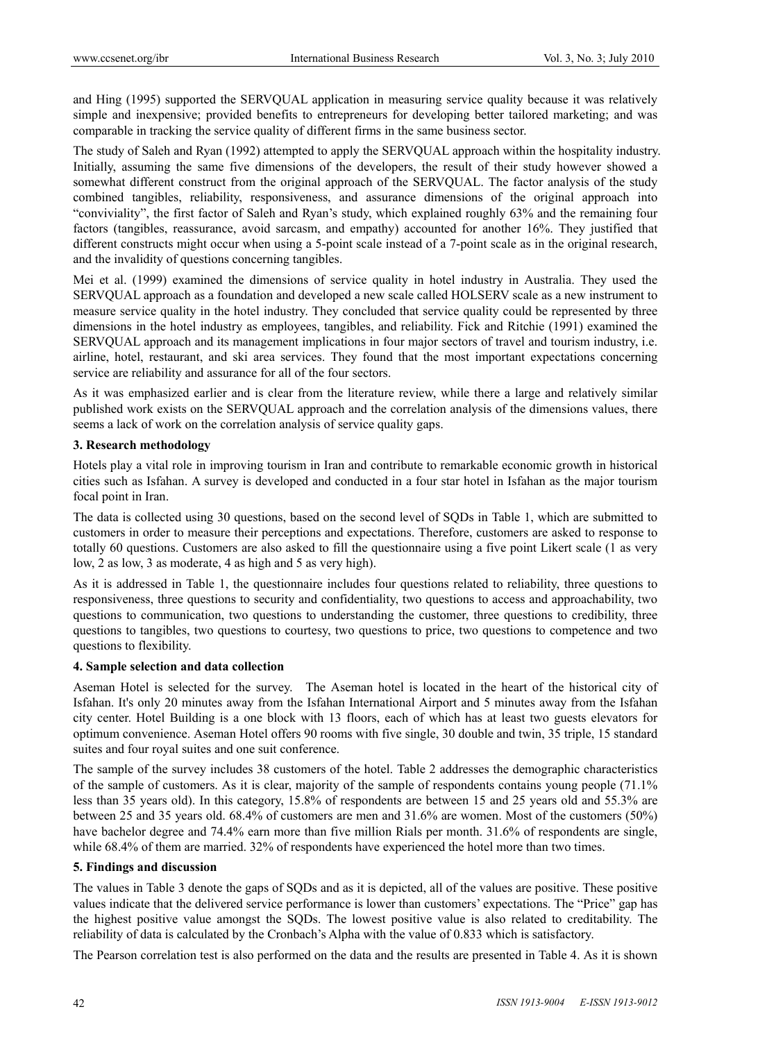and Hing (1995) supported the SERVQUAL application in measuring service quality because it was relatively simple and inexpensive; provided benefits to entrepreneurs for developing better tailored marketing; and was comparable in tracking the service quality of different firms in the same business sector.

The study of Saleh and Ryan (1992) attempted to apply the SERVQUAL approach within the hospitality industry. Initially, assuming the same five dimensions of the developers, the result of their study however showed a somewhat different construct from the original approach of the SERVQUAL. The factor analysis of the study combined tangibles, reliability, responsiveness, and assurance dimensions of the original approach into "conviviality", the first factor of Saleh and Ryan's study, which explained roughly 63% and the remaining four factors (tangibles, reassurance, avoid sarcasm, and empathy) accounted for another 16%. They justified that different constructs might occur when using a 5-point scale instead of a 7-point scale as in the original research, and the invalidity of questions concerning tangibles.

Mei et al. (1999) examined the dimensions of service quality in hotel industry in Australia. They used the SERVQUAL approach as a foundation and developed a new scale called HOLSERV scale as a new instrument to measure service quality in the hotel industry. They concluded that service quality could be represented by three dimensions in the hotel industry as employees, tangibles, and reliability. Fick and Ritchie (1991) examined the SERVQUAL approach and its management implications in four major sectors of travel and tourism industry, i.e. airline, hotel, restaurant, and ski area services. They found that the most important expectations concerning service are reliability and assurance for all of the four sectors.

As it was emphasized earlier and is clear from the literature review, while there a large and relatively similar published work exists on the SERVQUAL approach and the correlation analysis of the dimensions values, there seems a lack of work on the correlation analysis of service quality gaps.

## 3. Research methodology

Hotels play a vital role in improving tourism in Iran and contribute to remarkable economic growth in historical cities such as Isfahan. A survey is developed and conducted in a four star hotel in Isfahan as the major tourism focal point in Iran.

The data is collected using 30 questions, based on the second level of SQDs in Table 1, which are submitted to customers in order to measure their perceptions and expectations. Therefore, customers are asked to response to totally 60 questions. Customers are also asked to fill the questionnaire using a five point Likert scale (1 as very low, 2 as low, 3 as moderate, 4 as high and 5 as very high).

As it is addressed in Table 1, the questionnaire includes four questions related to reliability, three questions to responsiveness, three questions to security and confidentiality, two questions to access and approachability, two questions to communication, two questions to understanding the customer, three questions to credibility, three questions to tangibles, two questions to courtesy, two questions to price, two questions to competence and two questions to flexibility.

## 4. Sample selection and data collection

Aseman Hotel is selected for the survey. The Aseman hotel is located in the heart of the historical city of Isfahan. It's only 20 minutes away from the Isfahan International Airport and 5 minutes away from the Isfahan city center. Hotel Building is a one block with 13 floors, each of which has at least two guests elevators for optimum convenience. Aseman Hotel offers 90 rooms with five single, 30 double and twin, 35 triple, 15 standard suites and four royal suites and one suit conference.

The sample of the survey includes 38 customers of the hotel. Table 2 addresses the demographic characteristics of the sample of customers. As it is clear, majority of the sample of respondents contains young people (71.1% less than 35 years old). In this category, 15.8% of respondents are between 15 and 25 years old and 55.3% are between 25 and 35 years old. 68.4% of customers are men and 31.6% are women. Most of the customers (50%) have bachelor degree and 74.4% earn more than five million Rials per month. 31.6% of respondents are single, while 68.4% of them are married. 32% of respondents have experienced the hotel more than two times.

## 5. Findings and discussion

The values in Table 3 denote the gaps of SQDs and as it is depicted, all of the values are positive. These positive values indicate that the delivered service performance is lower than customers' expectations. The "Price" gap has the highest positive value amongst the SQDs. The lowest positive value is also related to creditability. The reliability of data is calculated by the Cronbach's Alpha with the value of 0.833 which is satisfactory.

The Pearson correlation test is also performed on the data and the results are presented in Table 4. As it is shown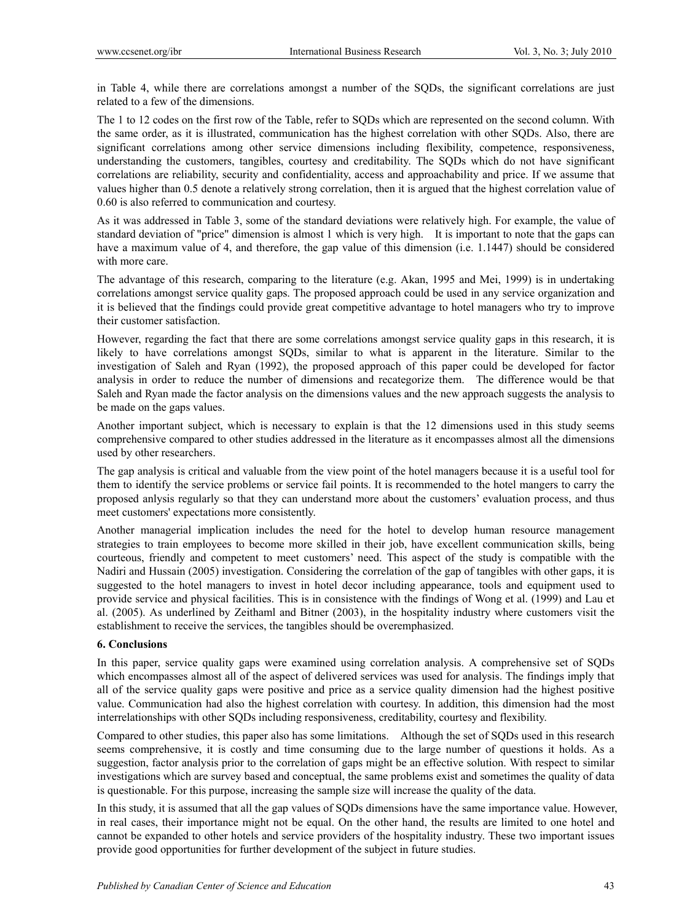in Table 4, while there are correlations amongst a number of the SQDs, the significant correlations are just related to a few of the dimensions.

The 1 to 12 codes on the first row of the Table, refer to SQDs which are represented on the second column. With the same order, as it is illustrated, communication has the highest correlation with other SQDs. Also, there are significant correlations among other service dimensions including flexibility, competence, responsiveness, understanding the customers, tangibles, courtesy and creditability. The SQDs which do not have significant correlations are reliability, security and confidentiality, access and approachability and price. If we assume that values higher than 0.5 denote a relatively strong correlation, then it is argued that the highest correlation value of 0.60 is also referred to communication and courtesy.

As it was addressed in Table 3, some of the standard deviations were relatively high. For example, the value of standard deviation of "price" dimension is almost 1 which is very high. It is important to note that the gaps can have a maximum value of 4, and therefore, the gap value of this dimension (i.e. 1.1447) should be considered with more care.

The advantage of this research, comparing to the literature (e.g. Akan, 1995 and Mei, 1999) is in undertaking correlations amongst service quality gaps. The proposed approach could be used in any service organization and it is believed that the findings could provide great competitive advantage to hotel managers who try to improve their customer satisfaction.

However, regarding the fact that there are some correlations amongst service quality gaps in this research, it is likely to have correlations amongst SQDs, similar to what is apparent in the literature. Similar to the investigation of Saleh and Ryan (1992), the proposed approach of this paper could be developed for factor analysis in order to reduce the number of dimensions and recategorize them. The difference would be that Saleh and Ryan made the factor analysis on the dimensions values and the new approach suggests the analysis to be made on the gaps values.

Another important subject, which is necessary to explain is that the 12 dimensions used in this study seems comprehensive compared to other studies addressed in the literature as it encompasses almost all the dimensions used by other researchers.

The gap analysis is critical and valuable from the view point of the hotel managers because it is a useful tool for them to identify the service problems or service fail points. It is recommended to the hotel mangers to carry the proposed anlysis regularly so that they can understand more about the customers' evaluation process, and thus meet customers' expectations more consistently.

Another managerial implication includes the need for the hotel to develop human resource management strategies to train employees to become more skilled in their job, have excellent communication skills, being courteous, friendly and competent to meet customers' need. This aspect of the study is compatible with the Nadiri and Hussain (2005) investigation. Considering the correlation of the gap of tangibles with other gaps, it is suggested to the hotel managers to invest in hotel decor including appearance, tools and equipment used to provide service and physical facilities. This is in consistence with the findings of Wong et al. (1999) and Lau et al. (2005). As underlined by Zeithaml and Bitner (2003), in the hospitality industry where customers visit the establishment to receive the services, the tangibles should be overemphasized.

## 6. Conclusions

In this paper, service quality gaps were examined using correlation analysis. A comprehensive set of SQDs which encompasses almost all of the aspect of delivered services was used for analysis. The findings imply that all of the service quality gaps were positive and price as a service quality dimension had the highest positive value. Communication had also the highest correlation with courtesy. In addition, this dimension had the most interrelationships with other SQDs including responsiveness, creditability, courtesy and flexibility.

Compared to other studies, this paper also has some limitations. Although the set of SQDs used in this research seems comprehensive, it is costly and time consuming due to the large number of questions it holds. As a suggestion, factor analysis prior to the correlation of gaps might be an effective solution. With respect to similar investigations which are survey based and conceptual, the same problems exist and sometimes the quality of data is questionable. For this purpose, increasing the sample size will increase the quality of the data.

In this study, it is assumed that all the gap values of SQDs dimensions have the same importance value. However, in real cases, their importance might not be equal. On the other hand, the results are limited to one hotel and cannot be expanded to other hotels and service providers of the hospitality industry. These two important issues provide good opportunities for further development of the subject in future studies.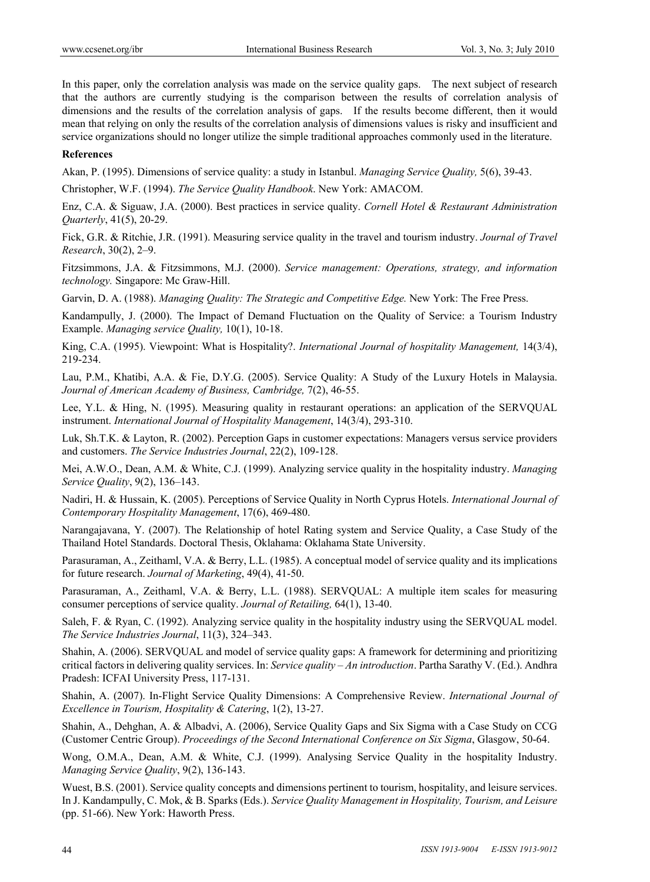In this paper, only the correlation analysis was made on the service quality gaps. The next subject of research that the authors are currently studying is the comparison between the results of correlation analysis of dimensions and the results of the correlation analysis of gaps. If the results become different, then it would mean that relying on only the results of the correlation analysis of dimensions values is risky and insufficient and service organizations should no longer utilize the simple traditional approaches commonly used in the literature.

**References**

Akan, P. (1995). Dimensions of service quality: a study in Istanbul. *Managing Service Quality,* 5(6), 39-43.

Christopher, W.F. (1994). *The Service Quality Handbook*. New York: AMACOM.

Enz, C.A. & Siguaw, J.A. (2000). Best practices in service quality. *Cornell Hotel & Restaurant Administration Quarterly*, 41(5), 20-29.

Fick, G.R. & Ritchie, J.R. (1991). Measuring service quality in the travel and tourism industry. *Journal of Travel Research*, 30(2), 2–9.

Fitzsimmons, J.A. & Fitzsimmons, M.J. (2000). *Service management: Operations, strategy, and information technology.* Singapore: Mc Graw-Hill.

Garvin, D. A. (1988). *Managing Quality: The Strategic and Competitive Edge.* New York: The Free Press.

Kandampully, J. (2000). The Impact of Demand Fluctuation on the Quality of Service: a Tourism Industry Example. *Managing service Quality,* 10(1), 10-18.

King, C.A. (1995). Viewpoint: What is Hospitality?. *International Journal of hospitality Management,* 14(3/4), 219-234.

Lau, P.M., Khatibi, A.A. & Fie, D.Y.G. (2005). Service Quality: A Study of the Luxury Hotels in Malaysia. *Journal of American Academy of Business, Cambridge,* 7(2), 46-55.

Lee, Y.L. & Hing, N. (1995). Measuring quality in restaurant operations: an application of the SERVQUAL instrument. *International Journal of Hospitality Management*, 14(3/4), 293-310.

Luk, Sh.T.K. & Layton, R. (2002). Perception Gaps in customer expectations: Managers versus service providers and customers. *The Service Industries Journal*, 22(2), 109-128.

Mei, A.W.O., Dean, A.M. & White, C.J. (1999). Analyzing service quality in the hospitality industry. *Managing Service Quality*, 9(2), 136–143.

Nadiri, H. & Hussain, K. (2005). Perceptions of Service Quality in North Cyprus Hotels. *International Journal of Contemporary Hospitality Management*, 17(6), 469-480.

Narangajavana, Y. (2007). The Relationship of hotel Rating system and Service Quality, a Case Study of the Thailand Hotel Standards. Doctoral Thesis, Oklahama: Oklahama State University.

Parasuraman, A., Zeithaml, V.A. & Berry, L.L. (1985). A conceptual model of service quality and its implications for future research. *Journal of Marketing*, 49(4), 41-50.

Parasuraman, A., Zeithaml, V.A. & Berry, L.L. (1988). SERVQUAL: A multiple item scales for measuring consumer perceptions of service quality. *Journal of Retailing,* 64(1), 13-40.

Saleh, F. & Ryan, C. (1992). Analyzing service quality in the hospitality industry using the SERVQUAL model. *The Service Industries Journal*, 11(3), 324–343.

Shahin, A. (2006). SERVQUAL and model of service quality gaps: A framework for determining and prioritizing critical factors in delivering quality services. In: *Service quality – An introduction*. Partha Sarathy V. (Ed.). Andhra Pradesh: ICFAI University Press, 117-131.

Shahin, A. (2007). In-Flight Service Quality Dimensions: A Comprehensive Review. *International Journal of Excellence in Tourism, Hospitality & Catering*, 1(2), 13-27.

Shahin, A., Dehghan, A. & Albadvi, A. (2006), Service Quality Gaps and Six Sigma with a Case Study on CCG (Customer Centric Group). *Proceedings of the Second International Conference on Six Sigma*, Glasgow, 50-64.

Wong, O.M.A., Dean, A.M. & White, C.J. (1999). Analysing Service Quality in the hospitality Industry. *Managing Service Quality*, 9(2), 136-143.

Wuest, B.S. (2001). Service quality concepts and dimensions pertinent to tourism, hospitality, and leisure services. In J. Kandampully, C. Mok, & B. Sparks (Eds.). *Service Quality Management in Hospitality, Tourism, and Leisure* (pp. 51-66). New York: Haworth Press.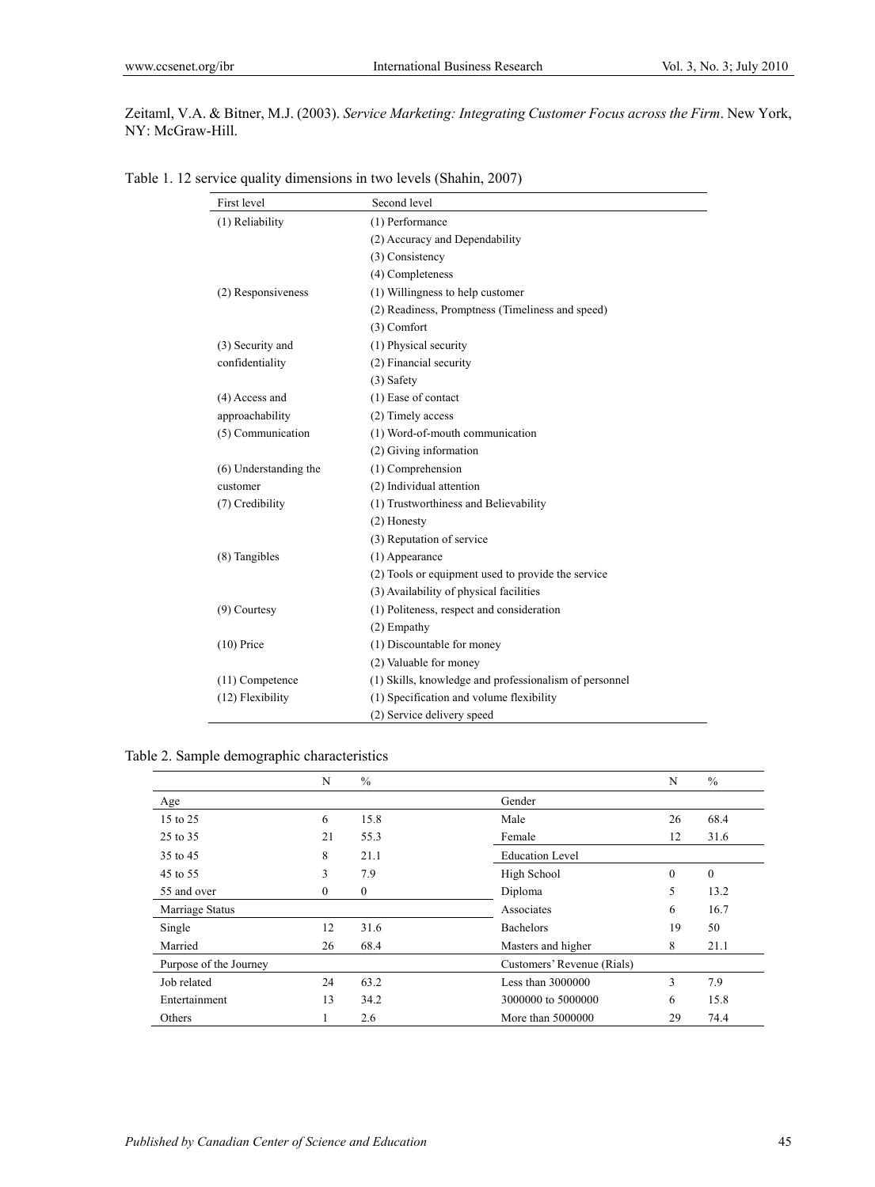Zeitaml, V.A. & Bitner, M.J. (2003). *Service Marketing: Integrating Customer Focus across the Firm*. New York, NY: McGraw-Hill.

Table 1. 12 service quality dimensions in two levels (Shahin, 2007)

| First level | Second level |
|---|---|
| (1) Reliability | (1) Performance |
| | (2) Accuracy and Dependability |
| | (3) Consistency |
| | (4) Completeness |
| (2) Responsiveness | (1) Willingness to help customer |
| | (2) Readiness, Promptness (Timeliness and speed) |
| | (3) Comfort |
| (3) Security and confidentiality | (1) Physical security |
| | (2) Financial security |
| | (3) Safety |
| (4) Access and approachability | (1) Ease of contact |
| | (2) Timely access |
| (5) Communication | (1) Word-of-mouth communication |
| | (2) Giving information |
| (6) Understanding the customer | (1) Comprehension |
| | (2) Individual attention |
| (7) Credibility | (1) Trustworthiness and Believability |
| | (2) Honesty |
| | (3) Reputation of service |
| (8) Tangibles | (1) Appearance |
| | (2) Tools or equipment used to provide the service |
| | (3) Availability of physical facilities |
| (9) Courtesy | (1) Politeness, respect and consideration |
| | (2) Empathy |
| (10) Price | (1) Discountable for money |
| | (2) Valuable for money |
| (11) Competence | (1) Skills, knowledge and professionalism of personnel |
| (12) Flexibility | (1) Specification and volume flexibility |
| | (2) Service delivery speed |

Table 2. Sample demographic characteristics

| | N | % | | N | % |
|---|---|---|---|---|---|
| Age | | | Gender | | |
| 15 to 25 | 6 | 15.8 | Male | 26 | 68.4 |
| 25 to 35 | 21 | 55.3 | Female | 12 | 31.6 |
| 35 to 45 | 8 | 21.1 | Education Level | | |
| 45 to 55 | 3 | 7.9 | High School | 0 | 0 |
| 55 and over | 0 | 0 | Diploma | 5 | 13.2 |
| Marriage Status | | | Associates | 6 | 16.7 |
| Single | 12 | 31.6 | Bachelors | 19 | 50 |
| Married | 26 | 68.4 | Masters and higher | 8 | 21.1 |
| Purpose of the Journey | | | Customers' Revenue (Rials) | | |
| Job related | 24 | 63.2 | Less than 3000000 | 3 | 7.9 |
| Entertainment | 13 | 34.2 | 3000000 to 5000000 | 6 | 15.8 |
| Others | 1 | 2.6 | More than 5000000 | 29 | 74.4 |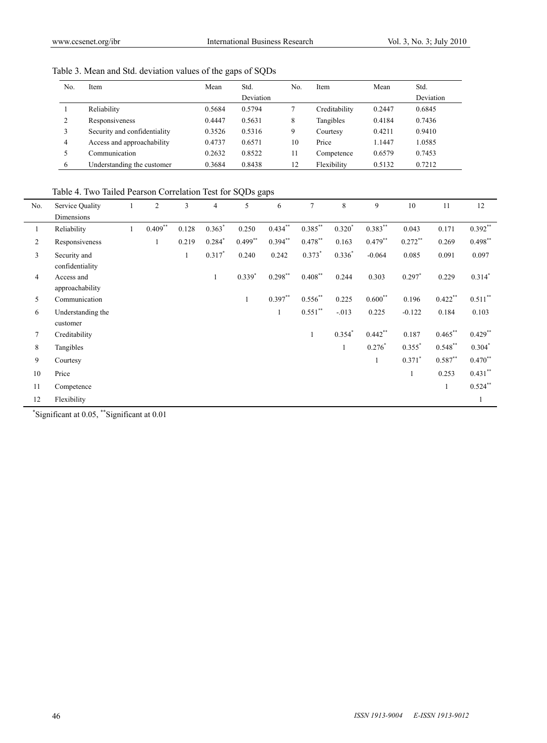Table 3. Mean and Std. deviation values of the gaps of SQDs

| No. | Item | Mean | Std. Deviation | No. | Item | Mean | Std. Deviation |
|---|---|---|---|---|---|---|---|
| 1 | Reliability | 0.5684 | 0.5794 | 7 | Creditability | 0.2447 | 0.6845 |
| 2 | Responsiveness | 0.4447 | 0.5631 | 8 | Tangibles | 0.4184 | 0.7436 |
| 3 | Security and confidentiality | 0.3526 | 0.5316 | 9 | Courtesy | 0.4211 | 0.9410 |
| 4 | Access and approachability | 0.4737 | 0.6571 | 10 | Price | 1.1447 | 1.0585 |
| 5 | Communication | 0.2632 | 0.8522 | 11 | Competence | 0.6579 | 0.7453 |
| 6 | Understanding the customer | 0.3684 | 0.8438 | 12 | Flexibility | 0.5132 | 0.7212 |

Table 4. Two Tailed Pearson Correlation Test for SQDs gaps

| No. | Service Quality Dimensions | 1 | 2 | 3 | 4 | 5 | 6 | 7 | 8 | 9 | 10 | 11 | 12 |
|---|---|---|---|---|---|---|---|---|---|---|---|---|---|
| 1 | Reliability | 1 | 0.409** | 0.128 | 0.363* | 0.250 | 0.434** | 0.385** | 0.320* | 0.383** | 0.043 | 0.171 | 0.392** |
| 2 | Responsiveness | | 1 | 0.219 | 0.284* | 0.499** | 0.394** | 0.478** | 0.163 | 0.479** | 0.272** | 0.269 | 0.498** |
| 3 | Security and confidentiality | | | 1 | 0.317* | 0.240 | 0.242 | 0.373* | 0.336* | -0.064 | 0.085 | 0.091 | 0.097 |
| 4 | Access and approachability | | | | 1 | 0.339* | 0.298** | 0.408** | 0.244 | 0.303 | 0.297* | 0.229 | 0.314* |
| 5 | Communication | | | | | 1 | 0.397** | 0.556** | 0.225 | 0.600** | 0.196 | 0.422** | 0.511** |
| 6 | Understanding the customer | | | | | | 1 | 0.551** | -.013 | 0.225 | -0.122 | 0.184 | 0.103 |
| 7 | Creditability | | | | | | | 1 | 0.354* | 0.442** | 0.187 | 0.465** | 0.429** |
| 8 | Tangibles | | | | | | | | 1 | 0.276* | 0.355* | 0.548** | 0.304* |
| 9 | Courtesy | | | | | | | | | 1 | 0.371* | 0.587** | 0.470** |
| 10 | Price | | | | | | | | | | 1 | 0.253 | 0.431** |
| 11 | Competence | | | | | | | | | | | 1 | 0.524** |
| 12 | Flexibility | | | | | | | | | | | | 1 |

*Significant at 0.05, **Significant at 0.01